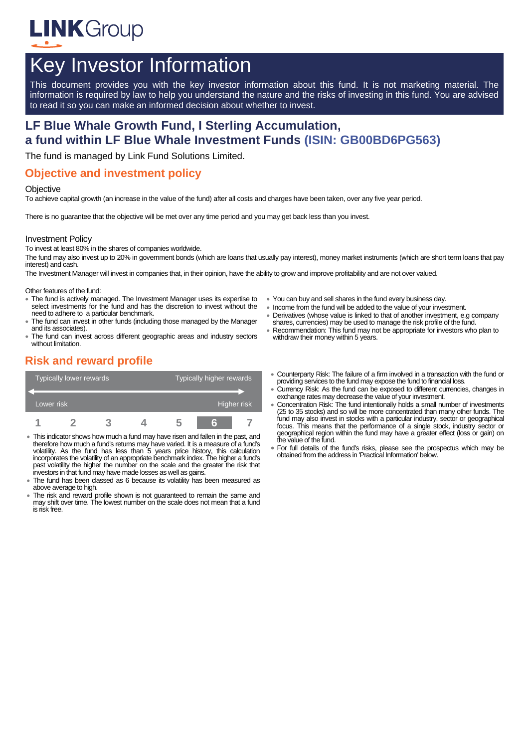# Key Investor Information

This document provides you with the key investor information about this fund. It is not marketing material. The information is required by law to help you understand the nature and the risks of investing in this fund. You are advised to read it so you can make an informed decision about whether to invest.

## LF Blue Whale Growth Fund, I Sterling Accumulation, a fund within LF Blue Whale Investment Funds (ISIN: GB00BD6PG563)

The fund is managed by Link Fund Solutions Limited.

## Objective and investment policy

### Objective

To achieve capital growth (an increase in the value of the fund) after all costs and charges have been taken, over any five year period.

There is no guarantee that the objective will be met over any time period and you may get back less than you invest.

### Investment Policy

To invest at least 80% in the shares of companies worldwide.

The fund may also invest up to 20% in government bonds (which are loans that usually pay interest), money market instruments (which are short term loans that pay interest) and cash.

The Investment Manager will invest in companies that, in their opinion, have the ability to grow and improve profitability and are not over valued.

Other features of the fund:

- The fund is actively managed. The Investment Manager uses its expertise to select investments for the fund and has the discretion to invest without the need to adhere to a particular benchmark.
- The fund can invest in other funds (including those managed by the Manager and its associates).
- The fund can invest across different geographic areas and industry sectors without limitation.
- You can buy and sell shares in the fund every business day.
- Income from the fund will be added to the value of your investment.
- Derivatives (whose value is linked to that of another investment, e.g company shares, currencies) may be used to manage the risk profile of the fund.
- Recommendation: This fund may not be appropriate for investors who plan to withdraw their money within 5 years.

## Risk and reward profile

| Typically lower rewards | | | | | | Typically higher rewards |
|---|---|---|---|---|---|---|
| Lower risk | | | | | | Higher risk |
| 1 | 2 | 3 | 4 | 5 | **6** | 7 |

- This indicator shows how much a fund may have risen and fallen in the past, and therefore how much a fund's returns may have varied. It is a measure of a fund's volatility. As the fund has less than 5 years price history, this calculation incorporates the volatility of an appropriate benchmark index. The higher a fund's past volatility the higher the number on the scale and the greater the risk that investors in that fund may have made losses as well as gains.
- The fund has been classed as 6 because its volatility has been measured as above average to high.
- The risk and reward profile shown is not guaranteed to remain the same and may shift over time. The lowest number on the scale does not mean that a fund is risk free.
- Counterparty Risk: The failure of a firm involved in a transaction with the fund or providing services to the fund may expose the fund to financial loss.
- Currency Risk: As the fund can be exposed to different currencies, changes in exchange rates may decrease the value of your investment.
- Concentration Risk: The fund intentionally holds a small number of investments (25 to 35 stocks) and so will be more concentrated than many other funds. The fund may also invest in stocks with a particular industry, sector or geographical focus. This means that the performance of a single stock, industry sector or geographical region within the fund may have a greater effect (loss or gain) on the value of the fund.
- For full details of the fund's risks, please see the prospectus which may be obtained from the address in 'Practical Information' below.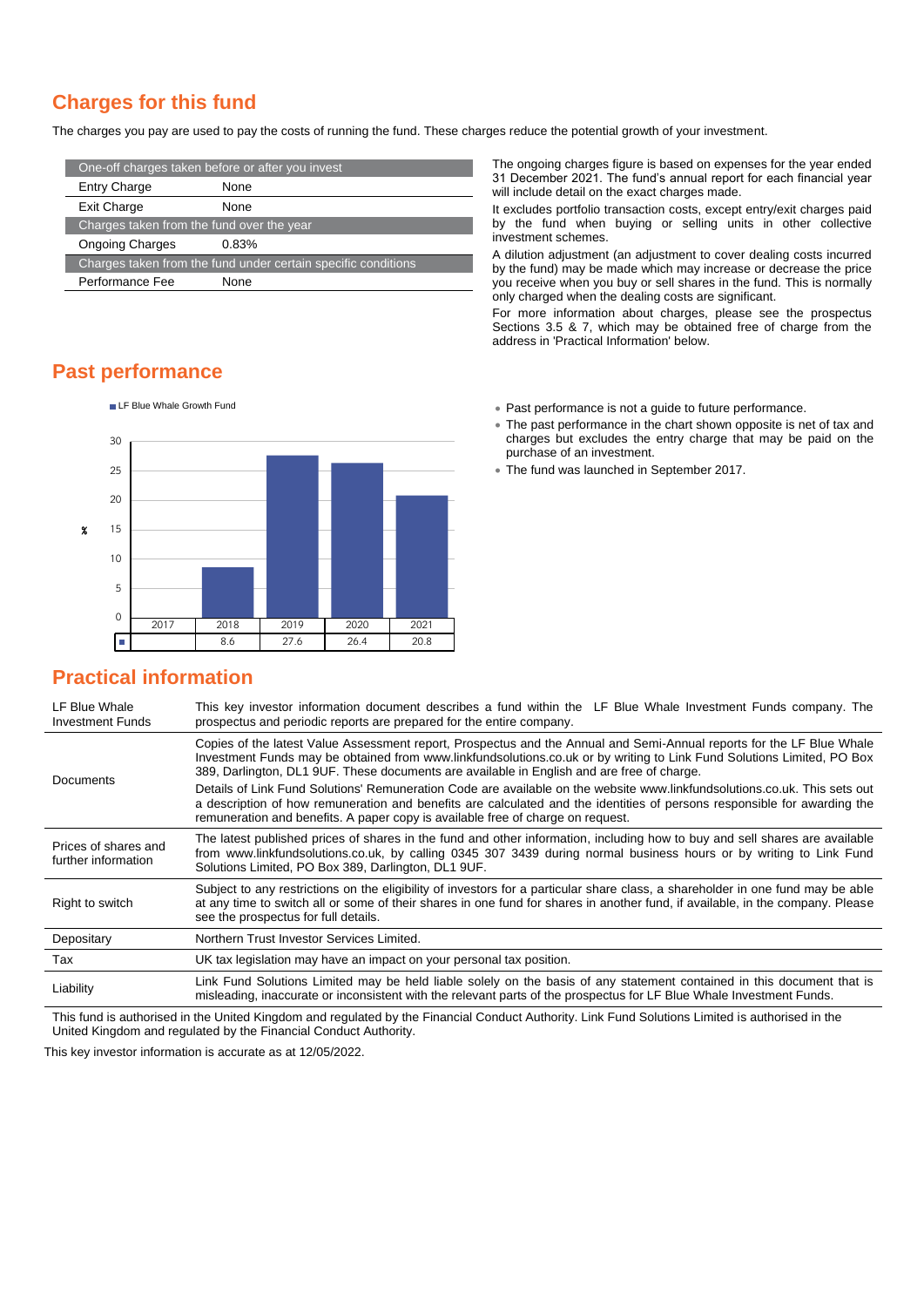## Charges for this fund

The charges you pay are used to pay the costs of running the fund. These charges reduce the potential growth of your investment.

| One-off charges taken before or after you invest | |
|---|---|
| Entry Charge | None |
| Exit Charge | None |
| **Charges taken from the fund over the year** | |
| Ongoing Charges | 0.83% |
| **Charges taken from the fund under certain specific conditions** | |
| Performance Fee | None |

The ongoing charges figure is based on expenses for the year ended 31 December 2021. The fund's annual report for each financial year will include detail on the exact charges made.

It excludes portfolio transaction costs, except entry/exit charges paid by the fund when buying or selling units in other collective investment schemes.

A dilution adjustment (an adjustment to cover dealing costs incurred by the fund) may be made which may increase or decrease the price you receive when you buy or sell shares in the fund. This is normally only charged when the dealing costs are significant.

For more information about charges, please see the prospectus Sections 3.5 & 7, which may be obtained free of charge from the address in 'Practical Information' below.

## Past performance

LF Blue Whale Growth Fund

%

30
25
20
15
10
5
0

2017 2018 2019 2020 2021

8.6 27.6 26.4 20.8

- Past performance is not a guide to future performance.
- The past performance in the chart shown opposite is net of tax and charges but excludes the entry charge that may be paid on the purchase of an investment.
- The fund was launched in September 2017.

## Practical information

| | |
|---|---|
| LF Blue Whale Investment Funds | This key investor information document describes a fund within the LF Blue Whale Investment Funds company. The prospectus and periodic reports are prepared for the entire company. |
| Documents | Copies of the latest Value Assessment report, Prospectus and the Annual and Semi-Annual reports for the LF Blue Whale Investment Funds may be obtained from www.linkfundsolutions.co.uk or by writing to Link Fund Solutions Limited, PO Box 389, Darlington, DL1 9UF. These documents are available in English and are free of charge.<br>Details of Link Fund Solutions' Remuneration Code are available on the website www.linkfundsolutions.co.uk. This sets out a description of how remuneration and benefits are calculated and the identities of persons responsible for awarding the remuneration and benefits. A paper copy is available free of charge on request. |
| Prices of shares and further information | The latest published prices of shares in the fund and other information, including how to buy and sell shares are available from www.linkfundsolutions.co.uk, by calling 0345 307 3439 during normal business hours or by writing to Link Fund Solutions Limited, PO Box 389, Darlington, DL1 9UF. |
| Right to switch | Subject to any restrictions on the eligibility of investors for a particular share class, a shareholder in one fund may be able at any time to switch all or some of their shares in one fund for shares in another fund, if available, in the company. Please see the prospectus for full details. |
| Depositary | Northern Trust Investor Services Limited. |
| Tax | UK tax legislation may have an impact on your personal tax position. |
| Liability | Link Fund Solutions Limited may be held liable solely on the basis of any statement contained in this document that is misleading, inaccurate or inconsistent with the relevant parts of the prospectus for LF Blue Whale Investment Funds. |

This fund is authorised in the United Kingdom and regulated by the Financial Conduct Authority. Link Fund Solutions Limited is authorised in the United Kingdom and regulated by the Financial Conduct Authority.

This key investor information is accurate as at 12/05/2022.